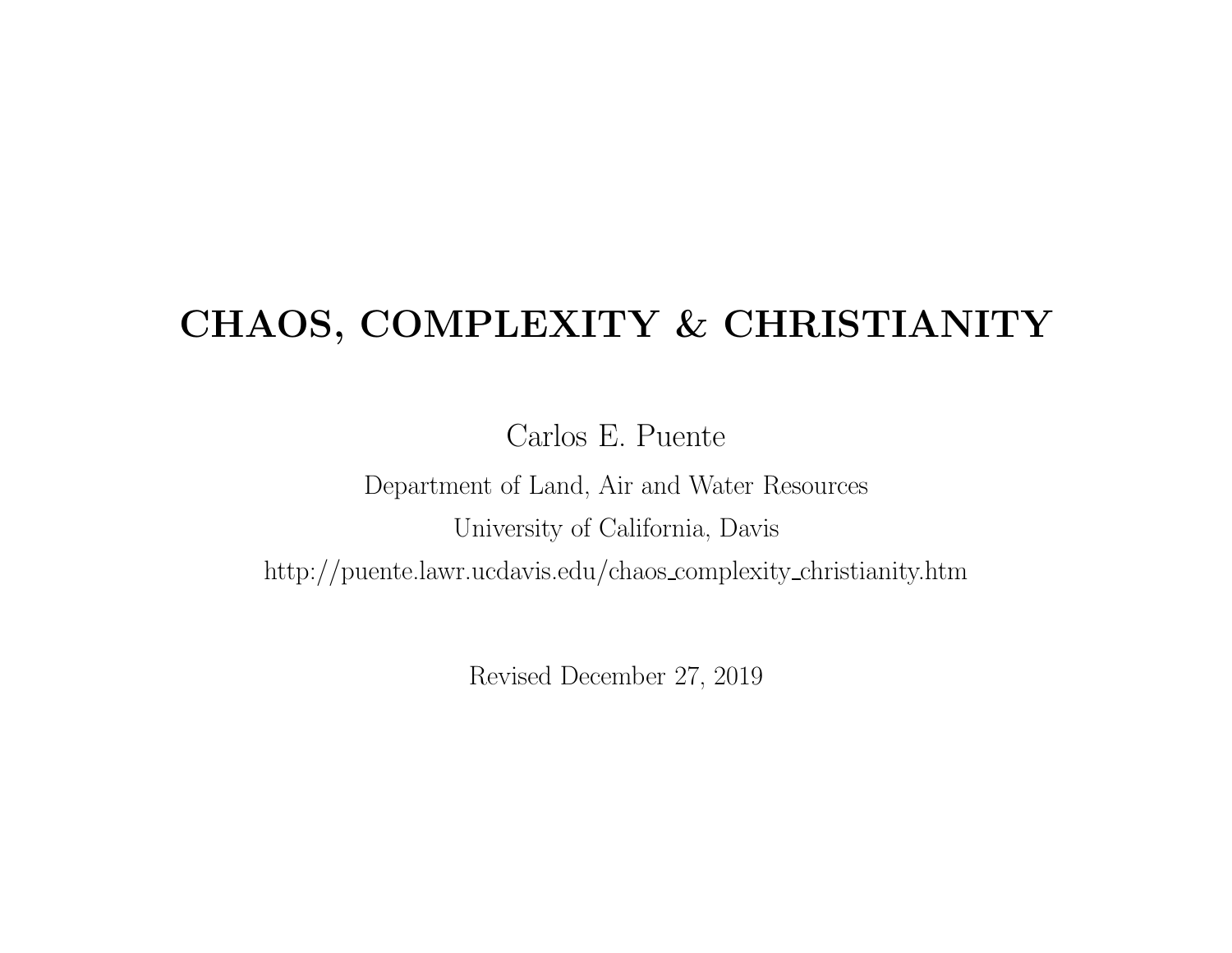# CHAOS, COMPLEXITY & CHRISTIANITY

Carlos E. Puente

Department of Land, Air and Water Resources

University of California, Davis

http://puente.lawr.ucdavis.edu/chaos_complexity_christianity.htm

Revised December 27, 2019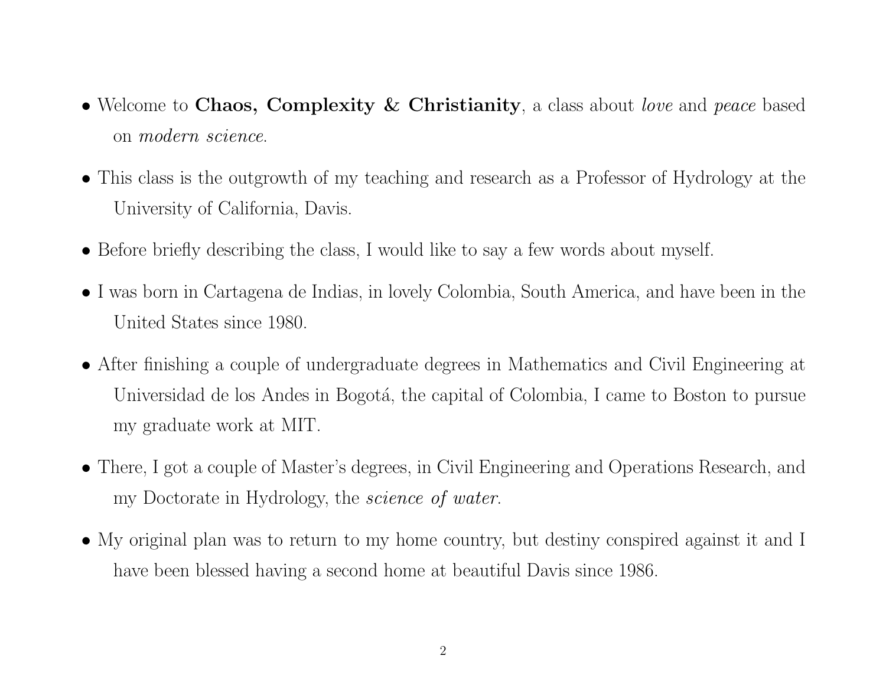- Welcome to **Chaos, Complexity & Christianity**, a class about *love* and *peace* based on *modern science*.
- This class is the outgrowth of my teaching and research as a Professor of Hydrology at the University of California, Davis.
- Before briefly describing the class, I would like to say a few words about myself.
- I was born in Cartagena de Indias, in lovely Colombia, South America, and have been in the United States since 1980.
- After finishing a couple of undergraduate degrees in Mathematics and Civil Engineering at Universidad de los Andes in Bogotá, the capital of Colombia, I came to Boston to pursue my graduate work at MIT.
- There, I got a couple of Master's degrees, in Civil Engineering and Operations Research, and my Doctorate in Hydrology, the *science of water*.
- My original plan was to return to my home country, but destiny conspired against it and I have been blessed having a second home at beautiful Davis since 1986.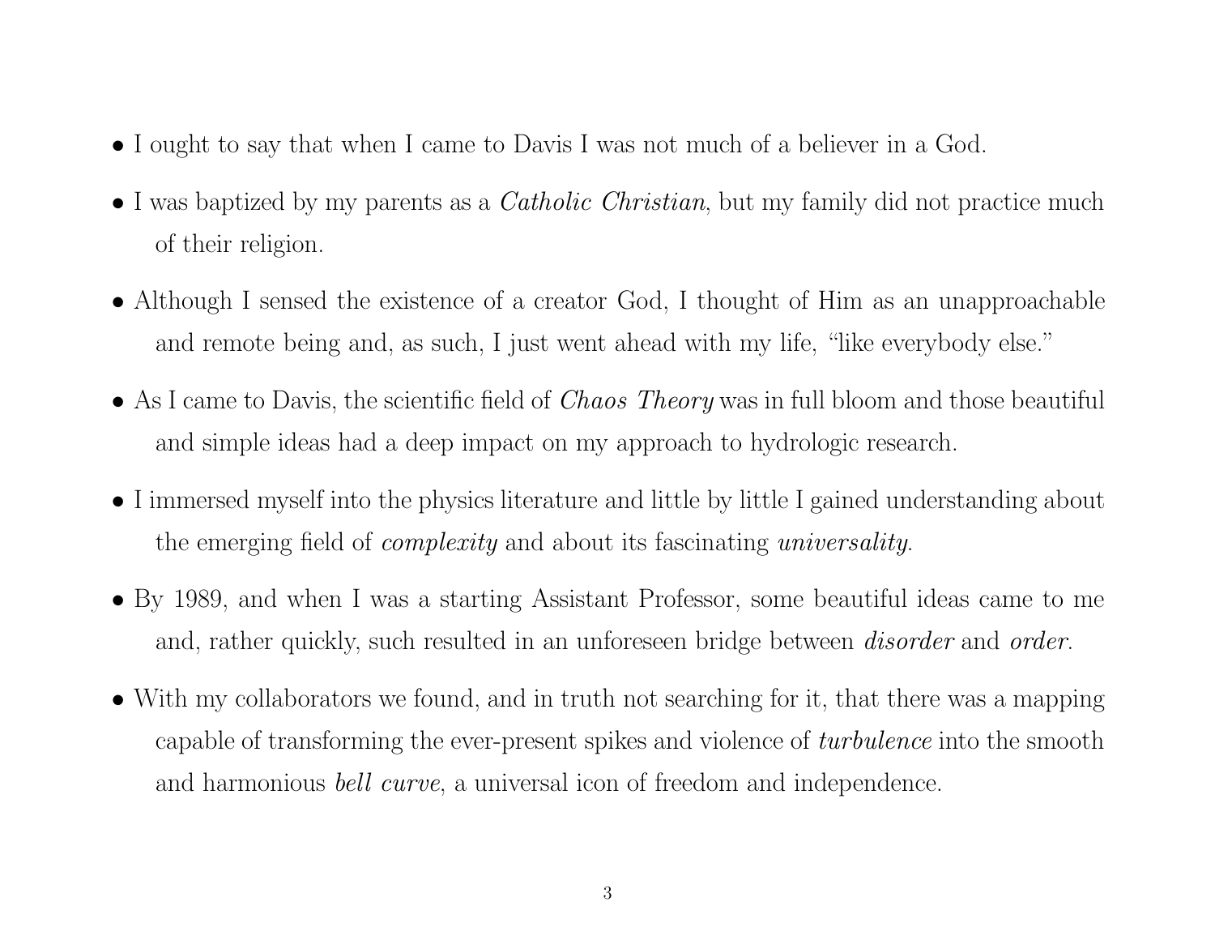- I ought to say that when I came to Davis I was not much of a believer in a God.
- I was baptized by my parents as a *Catholic Christian*, but my family did not practice much of their religion.
- Although I sensed the existence of a creator God, I thought of Him as an unapproachable and remote being and, as such, I just went ahead with my life, "like everybody else."
- As I came to Davis, the scientific field of *Chaos Theory* was in full bloom and those beautiful and simple ideas had a deep impact on my approach to hydrologic research.
- I immersed myself into the physics literature and little by little I gained understanding about the emerging field of *complexity* and about its fascinating *universality*.
- By 1989, and when I was a starting Assistant Professor, some beautiful ideas came to me and, rather quickly, such resulted in an unforeseen bridge between *disorder* and *order*.
- With my collaborators we found, and in truth not searching for it, that there was a mapping capable of transforming the ever-present spikes and violence of *turbulence* into the smooth and harmonious *bell curve*, a universal icon of freedom and independence.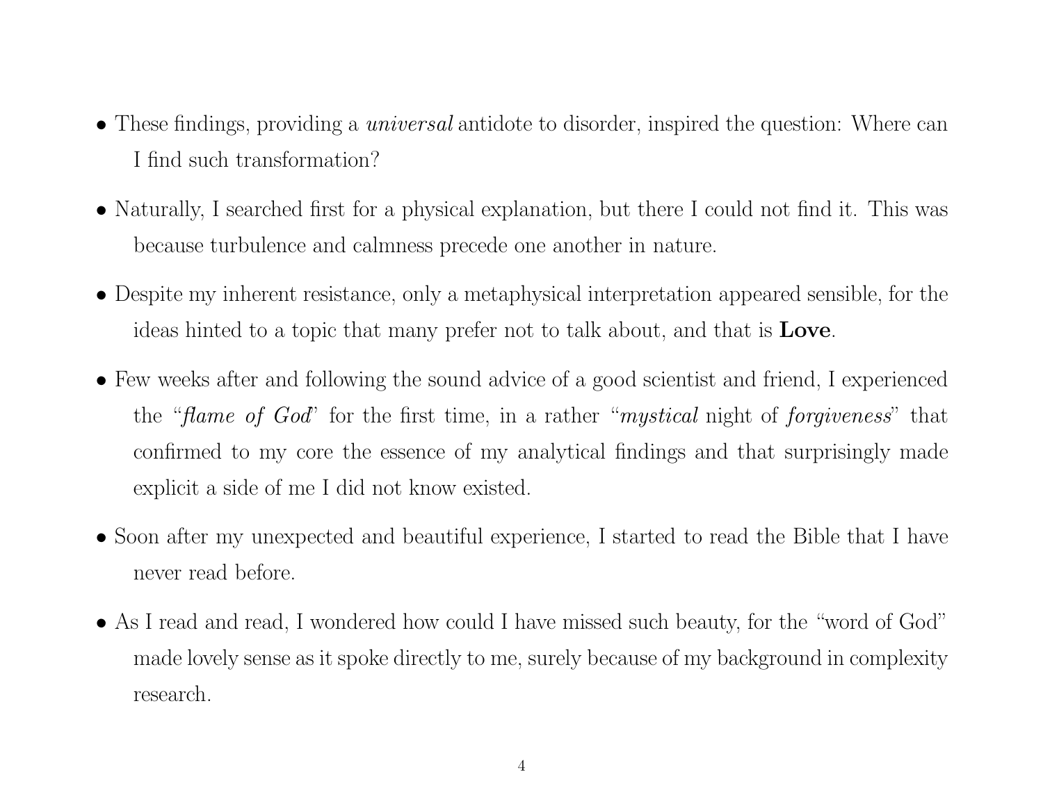- These findings, providing a *universal* antidote to disorder, inspired the question: Where can I find such transformation?

- Naturally, I searched first for a physical explanation, but there I could not find it. This was because turbulence and calmness precede one another in nature.

- Despite my inherent resistance, only a metaphysical interpretation appeared sensible, for the ideas hinted to a topic that many prefer not to talk about, and that is **Love**.

- Few weeks after and following the sound advice of a good scientist and friend, I experienced the "*flame of God*" for the first time, in a rather "*mystical* night of *forgiveness*" that confirmed to my core the essence of my analytical findings and that surprisingly made explicit a side of me I did not know existed.

- Soon after my unexpected and beautiful experience, I started to read the Bible that I have never read before.

- As I read and read, I wondered how could I have missed such beauty, for the "word of God" made lovely sense as it spoke directly to me, surely because of my background in complexity research.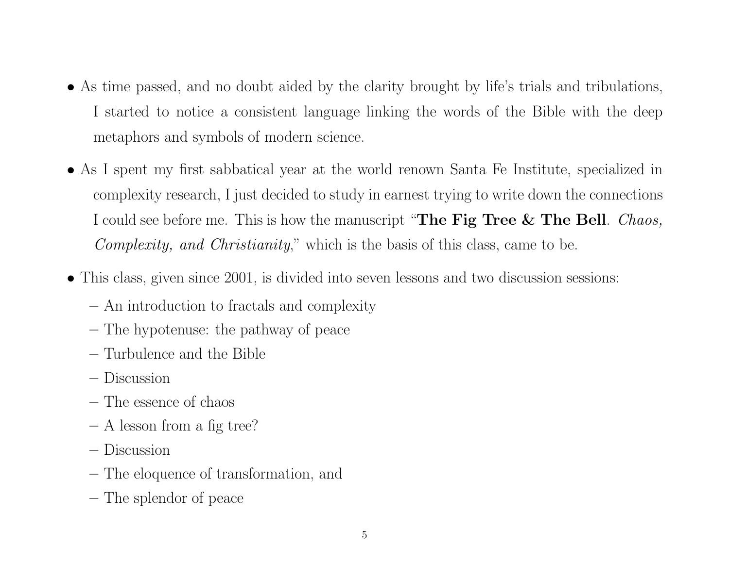- As time passed, and no doubt aided by the clarity brought by life's trials and tribulations, I started to notice a consistent language linking the words of the Bible with the deep metaphors and symbols of modern science.

- As I spent my first sabbatical year at the world renown Santa Fe Institute, specialized in complexity research, I just decided to study in earnest trying to write down the connections I could see before me. This is how the manuscript "**The Fig Tree & The Bell**. *Chaos, Complexity, and Christianity*," which is the basis of this class, came to be.

- This class, given since 2001, is divided into seven lessons and two discussion sessions:
  - An introduction to fractals and complexity
  - The hypotenuse: the pathway of peace
  - Turbulence and the Bible
  - Discussion
  - The essence of chaos
  - A lesson from a fig tree?
  - Discussion
  - The eloquence of transformation, and
  - The splendor of peace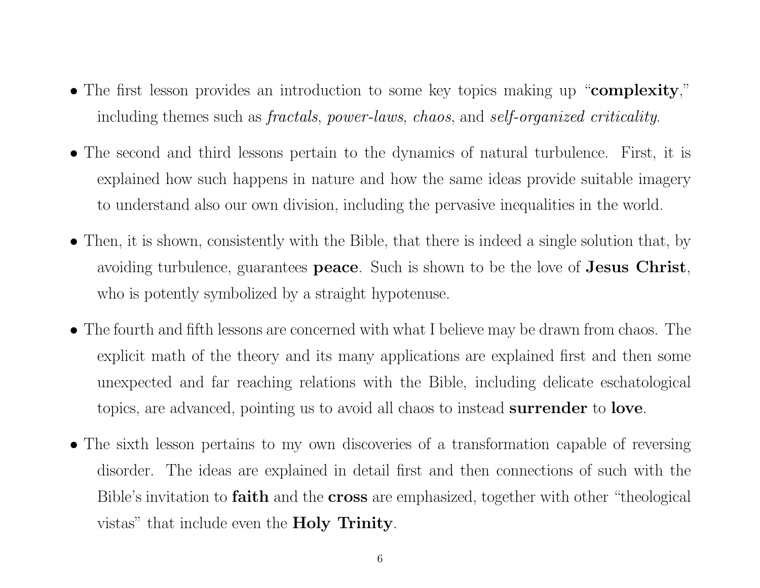- The first lesson provides an introduction to some key topics making up "**complexity**," including themes such as *fractals*, *power-laws*, *chaos*, and *self-organized criticality*.

- The second and third lessons pertain to the dynamics of natural turbulence. First, it is explained how such happens in nature and how the same ideas provide suitable imagery to understand also our own division, including the pervasive inequalities in the world.

- Then, it is shown, consistently with the Bible, that there is indeed a single solution that, by avoiding turbulence, guarantees **peace**. Such is shown to be the love of **Jesus Christ**, who is potently symbolized by a straight hypotenuse.

- The fourth and fifth lessons are concerned with what I believe may be drawn from chaos. The explicit math of the theory and its many applications are explained first and then some unexpected and far reaching relations with the Bible, including delicate eschatological topics, are advanced, pointing us to avoid all chaos to instead **surrender** to **love**.

- The sixth lesson pertains to my own discoveries of a transformation capable of reversing disorder. The ideas are explained in detail first and then connections of such with the Bible's invitation to **faith** and the **cross** are emphasized, together with other "theological vistas" that include even the **Holy Trinity**.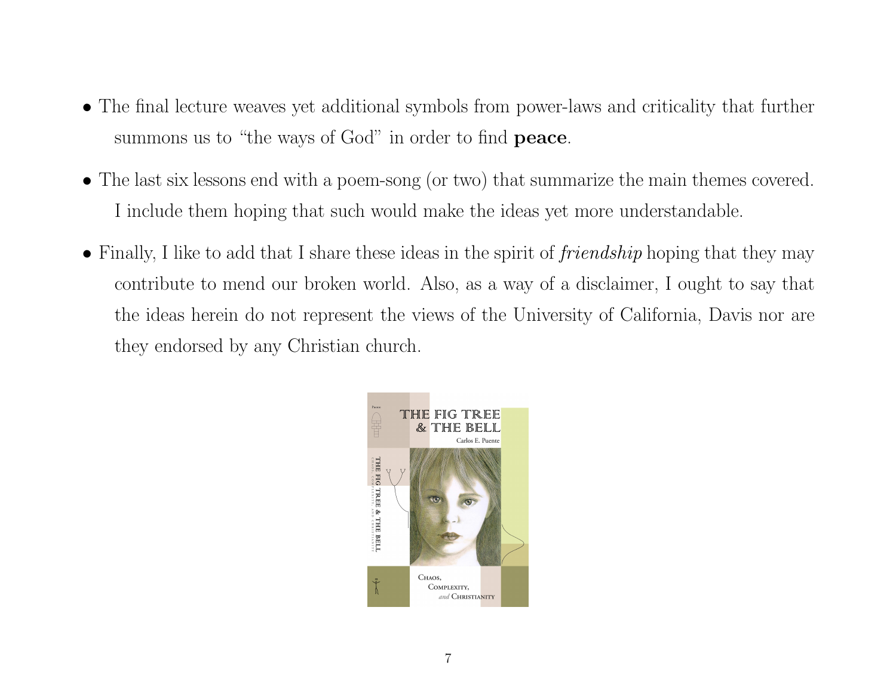- The final lecture weaves yet additional symbols from power-laws and criticality that further summons us to "the ways of God" in order to find **peace**.

- The last six lessons end with a poem-song (or two) that summarize the main themes covered. I include them hoping that such would make the ideas yet more understandable.

- Finally, I like to add that I share these ideas in the spirit of *friendship* hoping that they may contribute to mend our broken world. Also, as a way of a disclaimer, I ought to say that the ideas herein do not represent the views of the University of California, Davis nor are they endorsed by any Christian church.